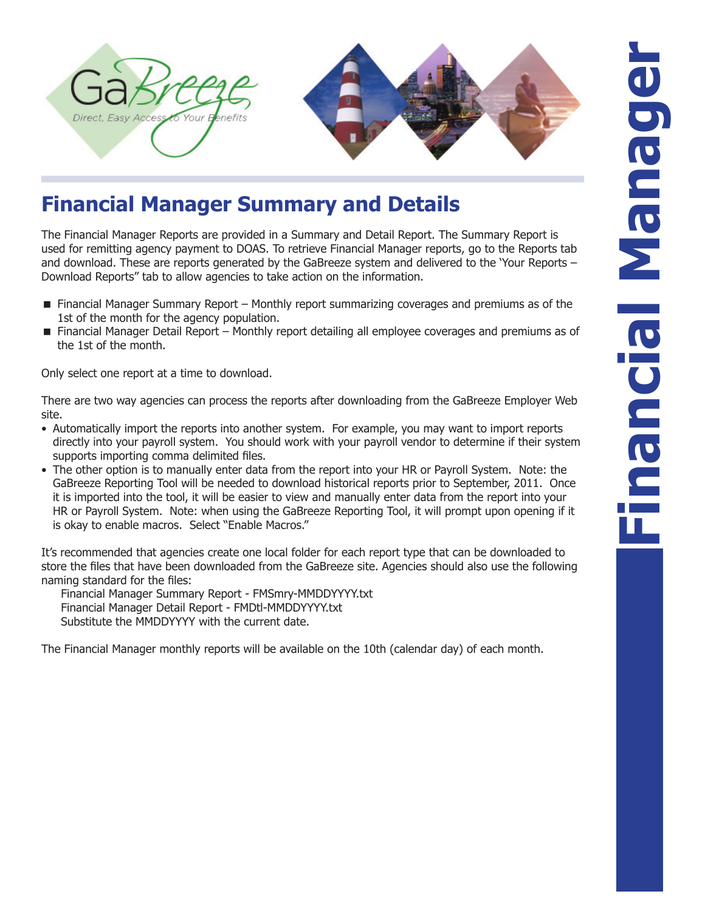GaBreeze

Direct, Easy Access to Your Benefits

# Financial Manager Summary and Details

The Financial Manager Reports are provided in a Summary and Detail Report. The Summary Report is used for remitting agency payment to DOAS. To retrieve Financial Manager reports, go to the Reports tab and download. These are reports generated by the GaBreeze system and delivered to the 'Your Reports – Download Reports" tab to allow agencies to take action on the information.

- Financial Manager Summary Report – Monthly report summarizing coverages and premiums as of the 1st of the month for the agency population.
- Financial Manager Detail Report – Monthly report detailing all employee coverages and premiums as of the 1st of the month.

Only select one report at a time to download.

There are two way agencies can process the reports after downloading from the GaBreeze Employer Web site.

- Automatically import the reports into another system. For example, you may want to import reports directly into your payroll system. You should work with your payroll vendor to determine if their system supports importing comma delimited files.
- The other option is to manually enter data from the report into your HR or Payroll System. Note: the GaBreeze Reporting Tool will be needed to download historical reports prior to September, 2011. Once it is imported into the tool, it will be easier to view and manually enter data from the report into your HR or Payroll System. Note: when using the GaBreeze Reporting Tool, it will prompt upon opening if it is okay to enable macros. Select "Enable Macros."

It's recommended that agencies create one local folder for each report type that can be downloaded to store the files that have been downloaded from the GaBreeze site. Agencies should also use the following naming standard for the files:

Financial Manager Summary Report - FMSmry-MMDDYYYY.txt
Financial Manager Detail Report - FMDtl-MMDDYYYY.txt
Substitute the MMDDYYYY with the current date.

The Financial Manager monthly reports will be available on the 10th (calendar day) of each month.

Financial Manager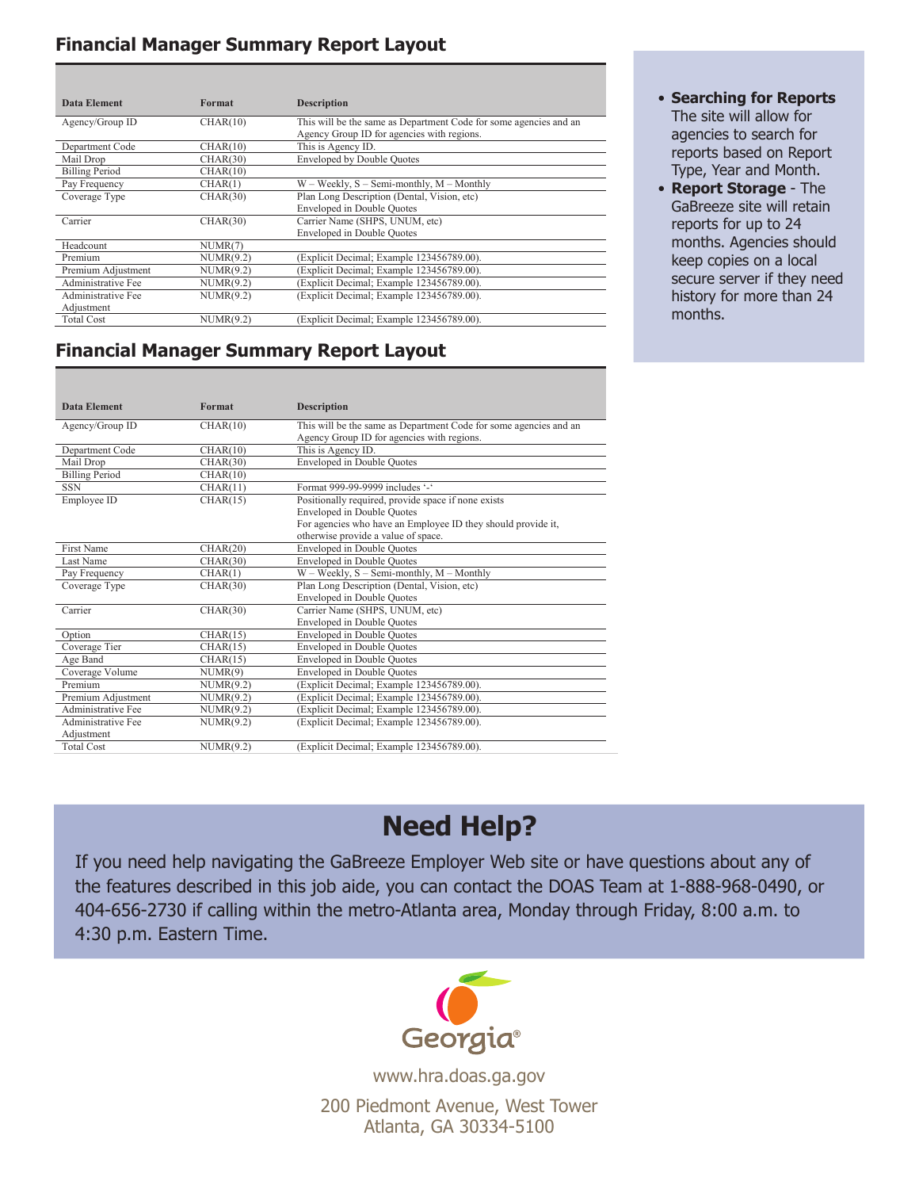## Financial Manager Summary Report Layout

| Data Element | Format | Description |
|---|---|---|
| Agency/Group ID | CHAR(10) | This will be the same as Department Code for some agencies and an Agency Group ID for agencies with regions. |
| Department Code | CHAR(10) | This is Agency ID. |
| Mail Drop | CHAR(30) | Enveloped by Double Quotes |
| Billing Period | CHAR(10) | |
| Pay Frequency | CHAR(1) | W – Weekly, S – Semi-monthly, M – Monthly |
| Coverage Type | CHAR(30) | Plan Long Description (Dental, Vision, etc) Enveloped in Double Quotes |
| Carrier | CHAR(30) | Carrier Name (SHPS, UNUM, etc) Enveloped in Double Quotes |
| Headcount | NUMR(7) | |
| Premium | NUMR(9.2) | (Explicit Decimal; Example 123456789.00). |
| Premium Adjustment | NUMR(9.2) | (Explicit Decimal; Example 123456789.00). |
| Administrative Fee | NUMR(9.2) | (Explicit Decimal; Example 123456789.00). |
| Administrative Fee Adjustment | NUMR(9.2) | (Explicit Decimal; Example 123456789.00). |
| Total Cost | NUMR(9.2) | (Explicit Decimal; Example 123456789.00). |

## Financial Manager Summary Report Layout

| Data Element | Format | Description |
|---|---|---|
| Agency/Group ID | CHAR(10) | This will be the same as Department Code for some agencies and an Agency Group ID for agencies with regions. |
| Department Code | CHAR(10) | This is Agency ID. |
| Mail Drop | CHAR(30) | Enveloped in Double Quotes |
| Billing Period | CHAR(10) | |
| SSN | CHAR(11) | Format 999-99-9999 includes '-' |
| Employee ID | CHAR(15) | Positionally required, provide space if none exists Enveloped in Double Quotes For agencies who have an Employee ID they should provide it, otherwise provide a value of space. |
| First Name | CHAR(20) | Enveloped in Double Quotes |
| Last Name | CHAR(30) | Enveloped in Double Quotes |
| Pay Frequency | CHAR(1) | W – Weekly, S – Semi-monthly, M – Monthly |
| Coverage Type | CHAR(30) | Plan Long Description (Dental, Vision, etc) Enveloped in Double Quotes |
| Carrier | CHAR(30) | Carrier Name (SHPS, UNUM, etc) Enveloped in Double Quotes |
| Option | CHAR(15) | Enveloped in Double Quotes |
| Coverage Tier | CHAR(15) | Enveloped in Double Quotes |
| Age Band | CHAR(15) | Enveloped in Double Quotes |
| Coverage Volume | NUMR(9) | Enveloped in Double Quotes |
| Premium | NUMR(9.2) | (Explicit Decimal; Example 123456789.00). |
| Premium Adjustment | NUMR(9.2) | (Explicit Decimal; Example 123456789.00). |
| Administrative Fee | NUMR(9.2) | (Explicit Decimal; Example 123456789.00). |
| Administrative Fee Adjustment | NUMR(9.2) | (Explicit Decimal; Example 123456789.00). |
| Total Cost | NUMR(9.2) | (Explicit Decimal; Example 123456789.00). |

- **Searching for Reports** The site will allow for agencies to search for reports based on Report Type, Year and Month.
- **Report Storage** - The GaBreeze site will retain reports for up to 24 months. Agencies should keep copies on a local secure server if they need history for more than 24 months.

# Need Help?

If you need help navigating the GaBreeze Employer Web site or have questions about any of the features described in this job aide, you can contact the DOAS Team at 1-888-968-0490, or 404-656-2730 if calling within the metro-Atlanta area, Monday through Friday, 8:00 a.m. to 4:30 p.m. Eastern Time.

Georgia®

www.hra.doas.ga.gov

200 Piedmont Avenue, West Tower
Atlanta, GA 30334-5100